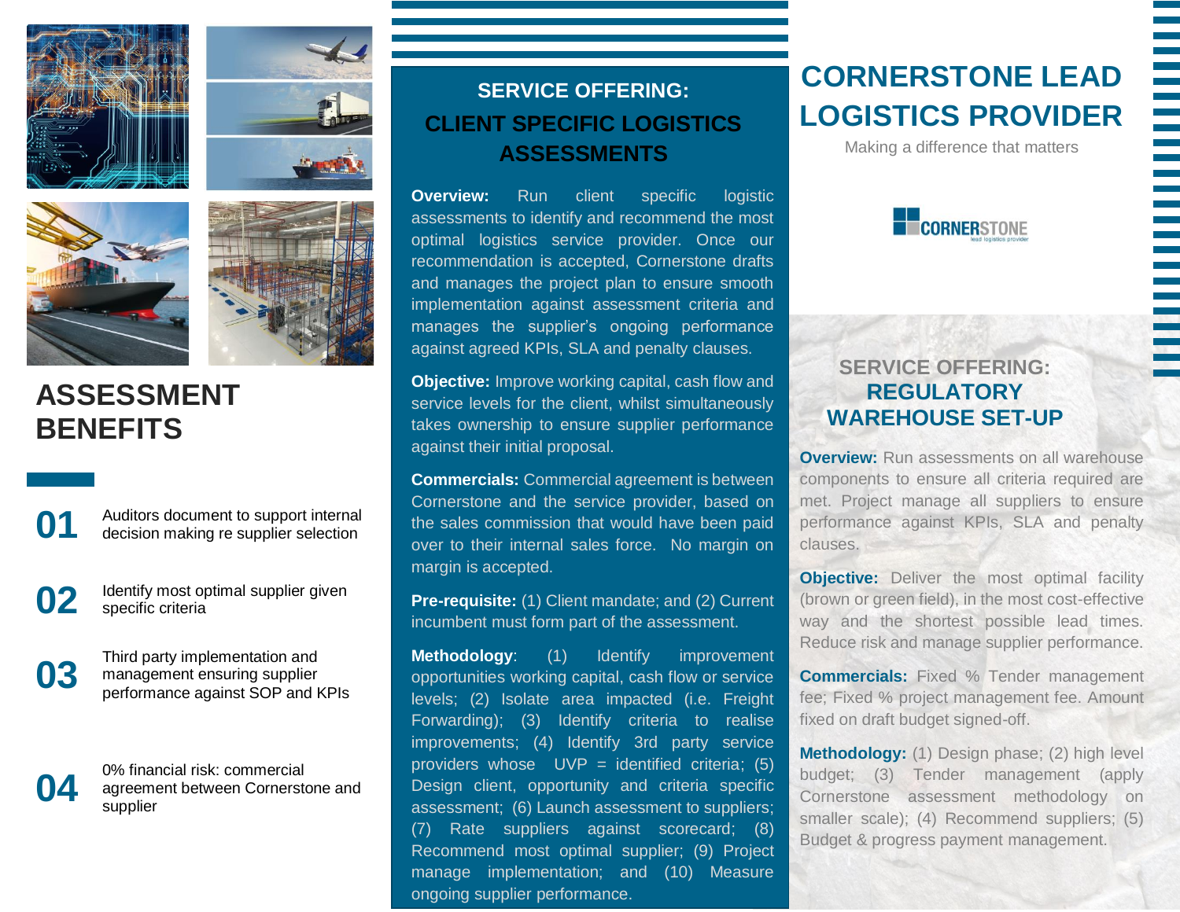# CORNERSTONE LEAD LOGISTICS PROVIDER

Making a difference that matters

## ASSESSMENT BENEFITS

**01** Auditors document to support internal decision making re supplier selection

**02** Identify most optimal supplier given specific criteria

**03** Third party implementation and management ensuring supplier performance against SOP and KPIs

**04** 0% financial risk: commercial agreement between Cornerstone and supplier

## SERVICE OFFERING: CLIENT SPECIFIC LOGISTICS ASSESSMENTS

**Overview:** Run client specific logistic assessments to identify and recommend the most optimal logistics service provider. Once our recommendation is accepted, Cornerstone drafts and manages the project plan to ensure smooth implementation against assessment criteria and manages the supplier's ongoing performance against agreed KPIs, SLA and penalty clauses.

**Objective:** Improve working capital, cash flow and service levels for the client, whilst simultaneously takes ownership to ensure supplier performance against their initial proposal.

**Commercials:** Commercial agreement is between Cornerstone and the service provider, based on the sales commission that would have been paid over to their internal sales force. No margin on margin is accepted.

**Pre-requisite:** (1) Client mandate; and (2) Current incumbent must form part of the assessment.

**Methodology**: (1) Identify improvement opportunities working capital, cash flow or service levels; (2) Isolate area impacted (i.e. Freight Forwarding); (3) Identify criteria to realise improvements; (4) Identify 3rd party service providers whose UVP = identified criteria; (5) Design client, opportunity and criteria specific assessment; (6) Launch assessment to suppliers; (7) Rate suppliers against scorecard; (8) Recommend most optimal supplier; (9) Project manage implementation; and (10) Measure ongoing supplier performance.

## SERVICE OFFERING: REGULATORY WAREHOUSE SET-UP

**Overview:** Run assessments on all warehouse components to ensure all criteria required are met. Project manage all suppliers to ensure performance against KPIs, SLA and penalty clauses.

**Objective:** Deliver the most optimal facility (brown or green field), in the most cost-effective way and the shortest possible lead times. Reduce risk and manage supplier performance.

**Commercials:** Fixed % Tender management fee; Fixed % project management fee. Amount fixed on draft budget signed-off.

**Methodology:** (1) Design phase; (2) high level budget; (3) Tender management (apply Cornerstone assessment methodology on smaller scale); (4) Recommend suppliers; (5) Budget & progress payment management.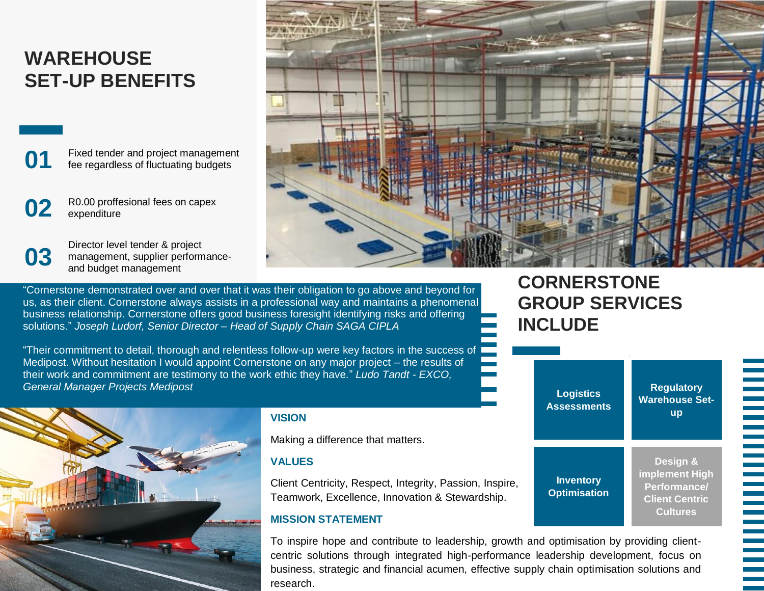# WAREHOUSE SET-UP BENEFITS

**01** Fixed tender and project management fee regardless of fluctuating budgets

**02** R0.00 proffesional fees on capex expenditure

**03** Director level tender & project management, supplier performance- and budget management

"Cornerstone demonstrated over and over that it was their obligation to go above and beyond for us, as their client. Cornerstone always assists in a professional way and maintains a phenomenal business relationship. Cornerstone offers good business foresight identifying risks and offering solutions." *Joseph Ludorf, Senior Director – Head of Supply Chain SAGA CIPLA*

"Their commitment to detail, thorough and relentless follow-up were key factors in the success of Medipost. Without hesitation I would appoint Cornerstone on any major project – the results of their work and commitment are testimony to the work ethic they have." *Ludo Tandt - EXCO, General Manager Projects Medipost*

# CORNERSTONE GROUP SERVICES INCLUDE

- **Logistics Assessments**
- **Regulatory Warehouse Set-up**
- **Inventory Optimisation**
- **Design & implement High Performance/ Client Centric Cultures**

### VISION

Making a difference that matters.

### VALUES

Client Centricity, Respect, Integrity, Passion, Inspire, Teamwork, Excellence, Innovation & Stewardship.

### MISSION STATEMENT

To inspire hope and contribute to leadership, growth and optimisation by providing client-centric solutions through integrated high-performance leadership development, focus on business, strategic and financial acumen, effective supply chain optimisation solutions and research.